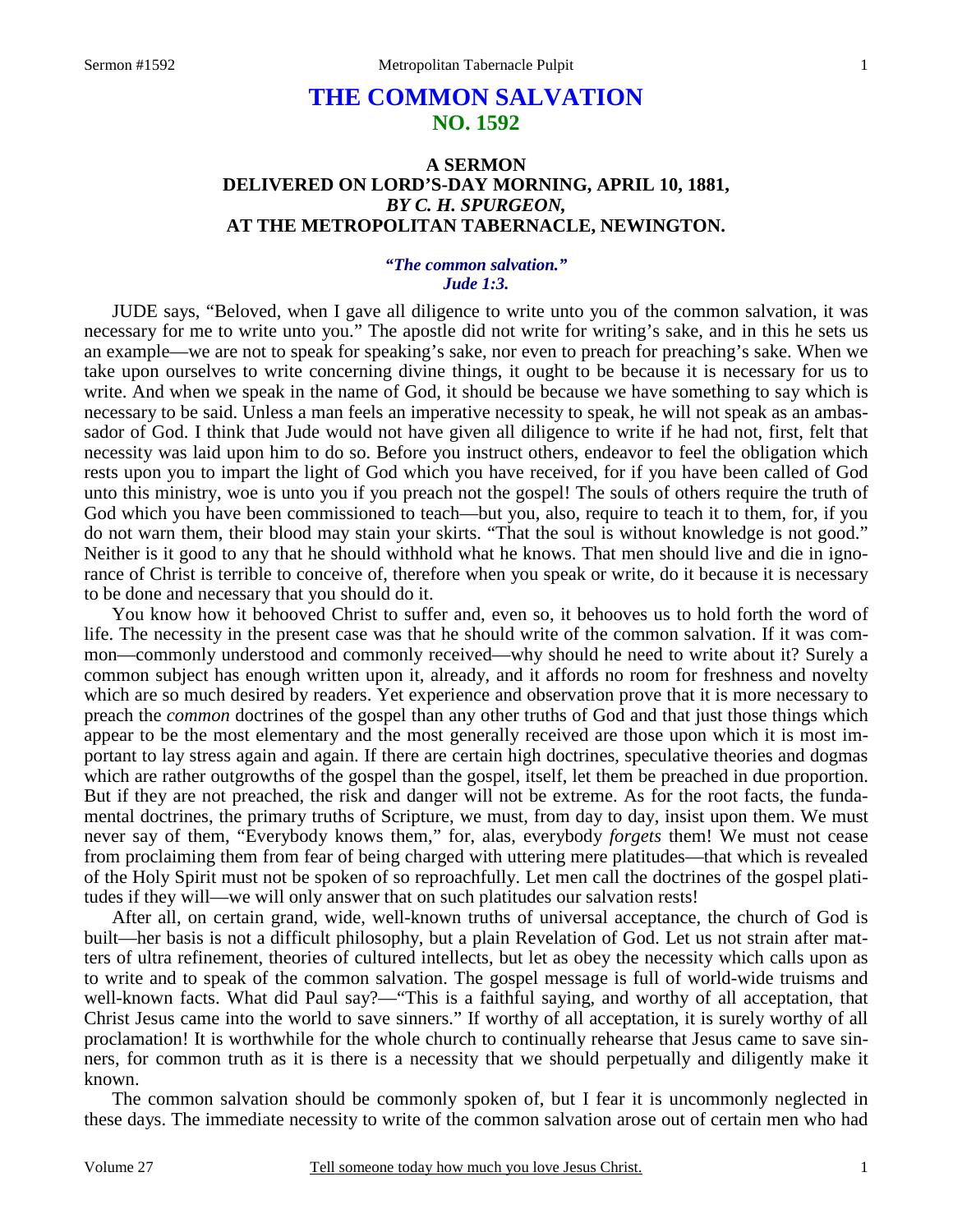# THE COMMON SALVATION
## NO. 1592

### A SERMON
### DELIVERED ON LORD'S-DAY MORNING, APRIL 10, 1881,
### *BY C. H. SPURGEON,*
### AT THE METROPOLITAN TABERNACLE, NEWINGTON.

***"The common salvation." Jude 1:3.***

JUDE says, "Beloved, when I gave all diligence to write unto you of the common salvation, it was necessary for me to write unto you." The apostle did not write for writing's sake, and in this he sets us an example—we are not to speak for speaking's sake, nor even to preach for preaching's sake. When we take upon ourselves to write concerning divine things, it ought to be because it is necessary for us to write. And when we speak in the name of God, it should be because we have something to say which is necessary to be said. Unless a man feels an imperative necessity to speak, he will not speak as an ambassador of God. I think that Jude would not have given all diligence to write if he had not, first, felt that necessity was laid upon him to do so. Before you instruct others, endeavor to feel the obligation which rests upon you to impart the light of God which you have received, for if you have been called of God unto this ministry, woe is unto you if you preach not the gospel! The souls of others require the truth of God which you have been commissioned to teach—but you, also, require to teach it to them, for, if you do not warn them, their blood may stain your skirts. "That the soul is without knowledge is not good." Neither is it good to any that he should withhold what he knows. That men should live and die in ignorance of Christ is terrible to conceive of, therefore when you speak or write, do it because it is necessary to be done and necessary that you should do it.

You know how it behooved Christ to suffer and, even so, it behooves us to hold forth the word of life. The necessity in the present case was that he should write of the common salvation. If it was common—commonly understood and commonly received—why should he need to write about it? Surely a common subject has enough written upon it, already, and it affords no room for freshness and novelty which are so much desired by readers. Yet experience and observation prove that it is more necessary to preach the *common* doctrines of the gospel than any other truths of God and that just those things which appear to be the most elementary and the most generally received are those upon which it is most important to lay stress again and again. If there are certain high doctrines, speculative theories and dogmas which are rather outgrowths of the gospel than the gospel, itself, let them be preached in due proportion. But if they are not preached, the risk and danger will not be extreme. As for the root facts, the fundamental doctrines, the primary truths of Scripture, we must, from day to day, insist upon them. We must never say of them, "Everybody knows them," for, alas, everybody *forgets* them! We must not cease from proclaiming them from fear of being charged with uttering mere platitudes—that which is revealed of the Holy Spirit must not be spoken of so reproachfully. Let men call the doctrines of the gospel platitudes if they will—we will only answer that on such platitudes our salvation rests!

After all, on certain grand, wide, well-known truths of universal acceptance, the church of God is built—her basis is not a difficult philosophy, but a plain Revelation of God. Let us not strain after matters of ultra refinement, theories of cultured intellects, but let as obey the necessity which calls upon as to write and to speak of the common salvation. The gospel message is full of world-wide truisms and well-known facts. What did Paul say?—"This is a faithful saying, and worthy of all acceptation, that Christ Jesus came into the world to save sinners." If worthy of all acceptation, it is surely worthy of all proclamation! It is worthwhile for the whole church to continually rehearse that Jesus came to save sinners, for common truth as it is there is a necessity that we should perpetually and diligently make it known.

The common salvation should be commonly spoken of, but I fear it is uncommonly neglected in these days. The immediate necessity to write of the common salvation arose out of certain men who had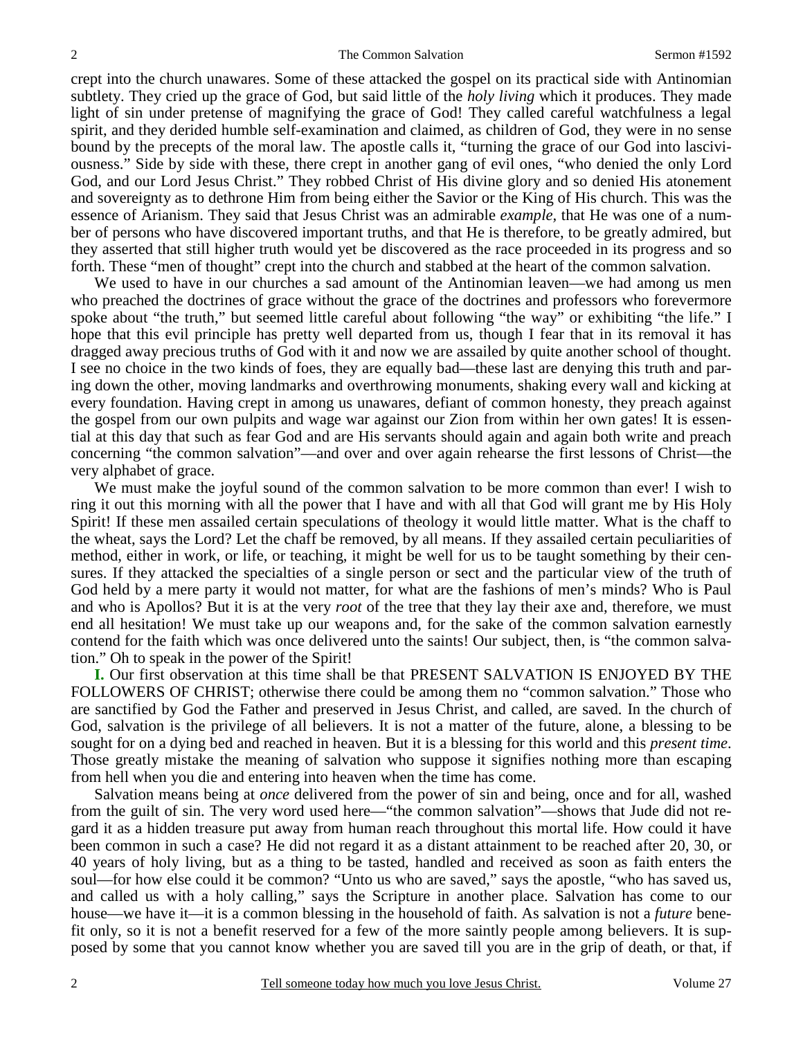crept into the church unawares. Some of these attacked the gospel on its practical side with Antinomian subtlety. They cried up the grace of God, but said little of the *holy living* which it produces. They made light of sin under pretense of magnifying the grace of God! They called careful watchfulness a legal spirit, and they derided humble self-examination and claimed, as children of God, they were in no sense bound by the precepts of the moral law. The apostle calls it, "turning the grace of our God into lasciviousness." Side by side with these, there crept in another gang of evil ones, "who denied the only Lord God, and our Lord Jesus Christ." They robbed Christ of His divine glory and so denied His atonement and sovereignty as to dethrone Him from being either the Savior or the King of His church. This was the essence of Arianism. They said that Jesus Christ was an admirable *example*, that He was one of a number of persons who have discovered important truths, and that He is therefore, to be greatly admired, but they asserted that still higher truth would yet be discovered as the race proceeded in its progress and so forth. These "men of thought" crept into the church and stabbed at the heart of the common salvation.

We used to have in our churches a sad amount of the Antinomian leaven—we had among us men who preached the doctrines of grace without the grace of the doctrines and professors who forevermore spoke about "the truth," but seemed little careful about following "the way" or exhibiting "the life." I hope that this evil principle has pretty well departed from us, though I fear that in its removal it has dragged away precious truths of God with it and now we are assailed by quite another school of thought. I see no choice in the two kinds of foes, they are equally bad—these last are denying this truth and paring down the other, moving landmarks and overthrowing monuments, shaking every wall and kicking at every foundation. Having crept in among us unawares, defiant of common honesty, they preach against the gospel from our own pulpits and wage war against our Zion from within her own gates! It is essential at this day that such as fear God and are His servants should again and again both write and preach concerning "the common salvation"—and over and over again rehearse the first lessons of Christ—the very alphabet of grace.

We must make the joyful sound of the common salvation to be more common than ever! I wish to ring it out this morning with all the power that I have and with all that God will grant me by His Holy Spirit! If these men assailed certain speculations of theology it would little matter. What is the chaff to the wheat, says the Lord? Let the chaff be removed, by all means. If they assailed certain peculiarities of method, either in work, or life, or teaching, it might be well for us to be taught something by their censures. If they attacked the specialties of a single person or sect and the particular view of the truth of God held by a mere party it would not matter, for what are the fashions of men's minds? Who is Paul and who is Apollos? But it is at the very *root* of the tree that they lay their axe and, therefore, we must end all hesitation! We must take up our weapons and, for the sake of the common salvation earnestly contend for the faith which was once delivered unto the saints! Our subject, then, is "the common salvation." Oh to speak in the power of the Spirit!

**I.** Our first observation at this time shall be that PRESENT SALVATION IS ENJOYED BY THE FOLLOWERS OF CHRIST; otherwise there could be among them no "common salvation." Those who are sanctified by God the Father and preserved in Jesus Christ, and called, are saved. In the church of God, salvation is the privilege of all believers. It is not a matter of the future, alone, a blessing to be sought for on a dying bed and reached in heaven. But it is a blessing for this world and this *present time*. Those greatly mistake the meaning of salvation who suppose it signifies nothing more than escaping from hell when you die and entering into heaven when the time has come.

Salvation means being at *once* delivered from the power of sin and being, once and for all, washed from the guilt of sin. The very word used here—"the common salvation"—shows that Jude did not regard it as a hidden treasure put away from human reach throughout this mortal life. How could it have been common in such a case? He did not regard it as a distant attainment to be reached after 20, 30, or 40 years of holy living, but as a thing to be tasted, handled and received as soon as faith enters the soul—for how else could it be common? "Unto us who are saved," says the apostle, "who has saved us, and called us with a holy calling," says the Scripture in another place. Salvation has come to our house—we have it—it is a common blessing in the household of faith. As salvation is not a *future* benefit only, so it is not a benefit reserved for a few of the more saintly people among believers. It is supposed by some that you cannot know whether you are saved till you are in the grip of death, or that, if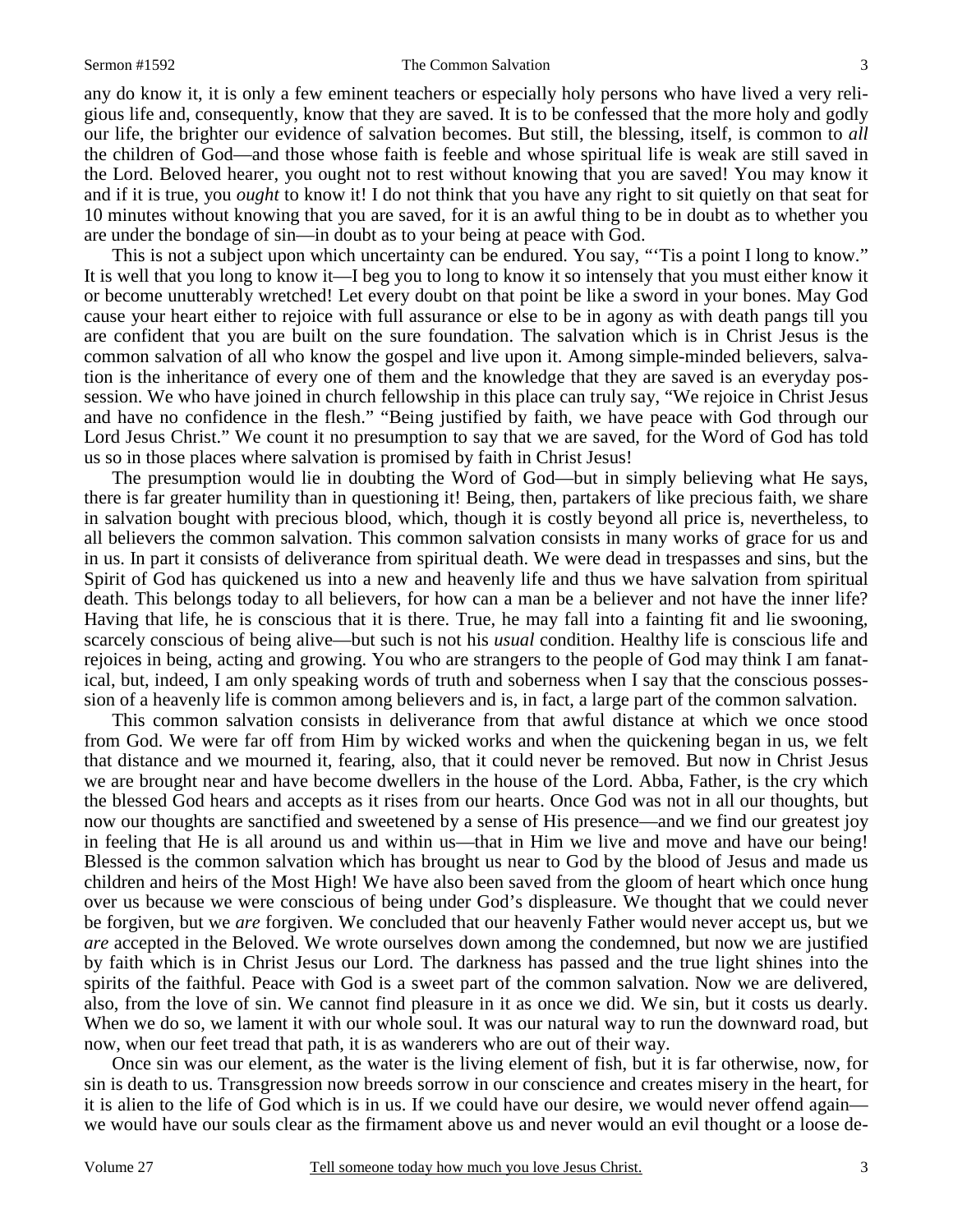any do know it, it is only a few eminent teachers or especially holy persons who have lived a very religious life and, consequently, know that they are saved. It is to be confessed that the more holy and godly our life, the brighter our evidence of salvation becomes. But still, the blessing, itself, is common to *all* the children of God—and those whose faith is feeble and whose spiritual life is weak are still saved in the Lord. Beloved hearer, you ought not to rest without knowing that you are saved! You may know it and if it is true, you *ought* to know it! I do not think that you have any right to sit quietly on that seat for 10 minutes without knowing that you are saved, for it is an awful thing to be in doubt as to whether you are under the bondage of sin—in doubt as to your being at peace with God.

This is not a subject upon which uncertainty can be endured. You say, "'Tis a point I long to know." It is well that you long to know it—I beg you to long to know it so intensely that you must either know it or become unutterably wretched! Let every doubt on that point be like a sword in your bones. May God cause your heart either to rejoice with full assurance or else to be in agony as with death pangs till you are confident that you are built on the sure foundation. The salvation which is in Christ Jesus is the common salvation of all who know the gospel and live upon it. Among simple-minded believers, salvation is the inheritance of every one of them and the knowledge that they are saved is an everyday possession. We who have joined in church fellowship in this place can truly say, "We rejoice in Christ Jesus and have no confidence in the flesh." "Being justified by faith, we have peace with God through our Lord Jesus Christ." We count it no presumption to say that we are saved, for the Word of God has told us so in those places where salvation is promised by faith in Christ Jesus!

The presumption would lie in doubting the Word of God—but in simply believing what He says, there is far greater humility than in questioning it! Being, then, partakers of like precious faith, we share in salvation bought with precious blood, which, though it is costly beyond all price is, nevertheless, to all believers the common salvation. This common salvation consists in many works of grace for us and in us. In part it consists of deliverance from spiritual death. We were dead in trespasses and sins, but the Spirit of God has quickened us into a new and heavenly life and thus we have salvation from spiritual death. This belongs today to all believers, for how can a man be a believer and not have the inner life? Having that life, he is conscious that it is there. True, he may fall into a fainting fit and lie swooning, scarcely conscious of being alive—but such is not his *usual* condition. Healthy life is conscious life and rejoices in being, acting and growing. You who are strangers to the people of God may think I am fanatical, but, indeed, I am only speaking words of truth and soberness when I say that the conscious possession of a heavenly life is common among believers and is, in fact, a large part of the common salvation.

This common salvation consists in deliverance from that awful distance at which we once stood from God. We were far off from Him by wicked works and when the quickening began in us, we felt that distance and we mourned it, fearing, also, that it could never be removed. But now in Christ Jesus we are brought near and have become dwellers in the house of the Lord. Abba, Father, is the cry which the blessed God hears and accepts as it rises from our hearts. Once God was not in all our thoughts, but now our thoughts are sanctified and sweetened by a sense of His presence—and we find our greatest joy in feeling that He is all around us and within us—that in Him we live and move and have our being! Blessed is the common salvation which has brought us near to God by the blood of Jesus and made us children and heirs of the Most High! We have also been saved from the gloom of heart which once hung over us because we were conscious of being under God's displeasure. We thought that we could never be forgiven, but we *are* forgiven. We concluded that our heavenly Father would never accept us, but we *are* accepted in the Beloved. We wrote ourselves down among the condemned, but now we are justified by faith which is in Christ Jesus our Lord. The darkness has passed and the true light shines into the spirits of the faithful. Peace with God is a sweet part of the common salvation. Now we are delivered, also, from the love of sin. We cannot find pleasure in it as once we did. We sin, but it costs us dearly. When we do so, we lament it with our whole soul. It was our natural way to run the downward road, but now, when our feet tread that path, it is as wanderers who are out of their way.

Once sin was our element, as the water is the living element of fish, but it is far otherwise, now, for sin is death to us. Transgression now breeds sorrow in our conscience and creates misery in the heart, for it is alien to the life of God which is in us. If we could have our desire, we would never offend again—we would have our souls clear as the firmament above us and never would an evil thought or a loose de-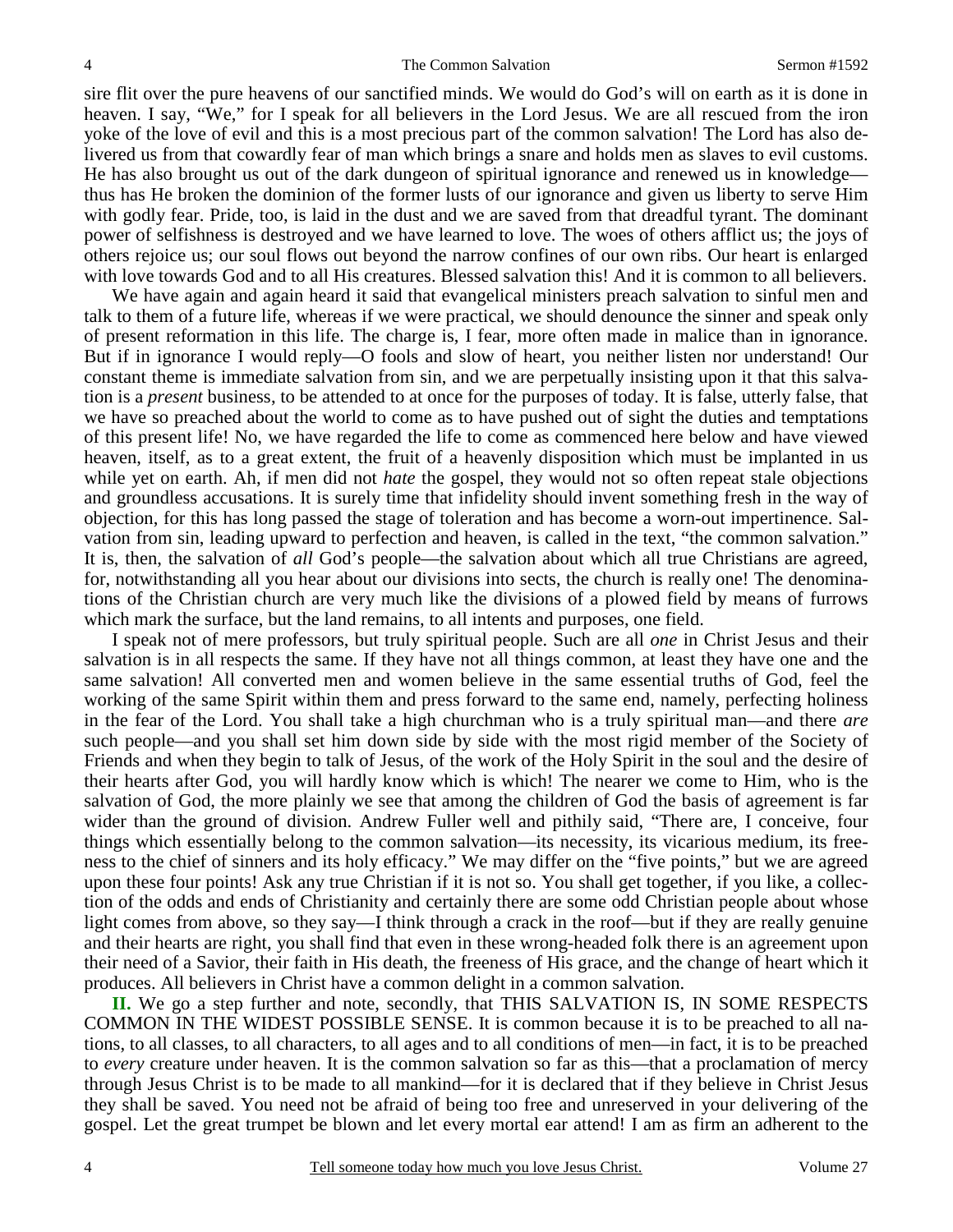sire flit over the pure heavens of our sanctified minds. We would do God's will on earth as it is done in heaven. I say, "We," for I speak for all believers in the Lord Jesus. We are all rescued from the iron yoke of the love of evil and this is a most precious part of the common salvation! The Lord has also delivered us from that cowardly fear of man which brings a snare and holds men as slaves to evil customs. He has also brought us out of the dark dungeon of spiritual ignorance and renewed us in knowledge—thus has He broken the dominion of the former lusts of our ignorance and given us liberty to serve Him with godly fear. Pride, too, is laid in the dust and we are saved from that dreadful tyrant. The dominant power of selfishness is destroyed and we have learned to love. The woes of others afflict us; the joys of others rejoice us; our soul flows out beyond the narrow confines of our own ribs. Our heart is enlarged with love towards God and to all His creatures. Blessed salvation this! And it is common to all believers.

We have again and again heard it said that evangelical ministers preach salvation to sinful men and talk to them of a future life, whereas if we were practical, we should denounce the sinner and speak only of present reformation in this life. The charge is, I fear, more often made in malice than in ignorance. But if in ignorance I would reply—O fools and slow of heart, you neither listen nor understand! Our constant theme is immediate salvation from sin, and we are perpetually insisting upon it that this salvation is a *present* business, to be attended to at once for the purposes of today. It is false, utterly false, that we have so preached about the world to come as to have pushed out of sight the duties and temptations of this present life! No, we have regarded the life to come as commenced here below and have viewed heaven, itself, as to a great extent, the fruit of a heavenly disposition which must be implanted in us while yet on earth. Ah, if men did not *hate* the gospel, they would not so often repeat stale objections and groundless accusations. It is surely time that infidelity should invent something fresh in the way of objection, for this has long passed the stage of toleration and has become a worn-out impertinence. Salvation from sin, leading upward to perfection and heaven, is called in the text, "the common salvation." It is, then, the salvation of *all* God's people—the salvation about which all true Christians are agreed, for, notwithstanding all you hear about our divisions into sects, the church is really one! The denominations of the Christian church are very much like the divisions of a plowed field by means of furrows which mark the surface, but the land remains, to all intents and purposes, one field.

I speak not of mere professors, but truly spiritual people. Such are all *one* in Christ Jesus and their salvation is in all respects the same. If they have not all things common, at least they have one and the same salvation! All converted men and women believe in the same essential truths of God, feel the working of the same Spirit within them and press forward to the same end, namely, perfecting holiness in the fear of the Lord. You shall take a high churchman who is a truly spiritual man—and there *are* such people—and you shall set him down side by side with the most rigid member of the Society of Friends and when they begin to talk of Jesus, of the work of the Holy Spirit in the soul and the desire of their hearts after God, you will hardly know which is which! The nearer we come to Him, who is the salvation of God, the more plainly we see that among the children of God the basis of agreement is far wider than the ground of division. Andrew Fuller well and pithily said, "There are, I conceive, four things which essentially belong to the common salvation—its necessity, its vicarious medium, its freeness to the chief of sinners and its holy efficacy." We may differ on the "five points," but we are agreed upon these four points! Ask any true Christian if it is not so. You shall get together, if you like, a collection of the odds and ends of Christianity and certainly there are some odd Christian people about whose light comes from above, so they say—I think through a crack in the roof—but if they are really genuine and their hearts are right, you shall find that even in these wrong-headed folk there is an agreement upon their need of a Savior, their faith in His death, the freeness of His grace, and the change of heart which it produces. All believers in Christ have a common delight in a common salvation.

**II.** We go a step further and note, secondly, that THIS SALVATION IS, IN SOME RESPECTS COMMON IN THE WIDEST POSSIBLE SENSE. It is common because it is to be preached to all nations, to all classes, to all characters, to all ages and to all conditions of men—in fact, it is to be preached to *every* creature under heaven. It is the common salvation so far as this—that a proclamation of mercy through Jesus Christ is to be made to all mankind—for it is declared that if they believe in Christ Jesus they shall be saved. You need not be afraid of being too free and unreserved in your delivering of the gospel. Let the great trumpet be blown and let every mortal ear attend! I am as firm an adherent to the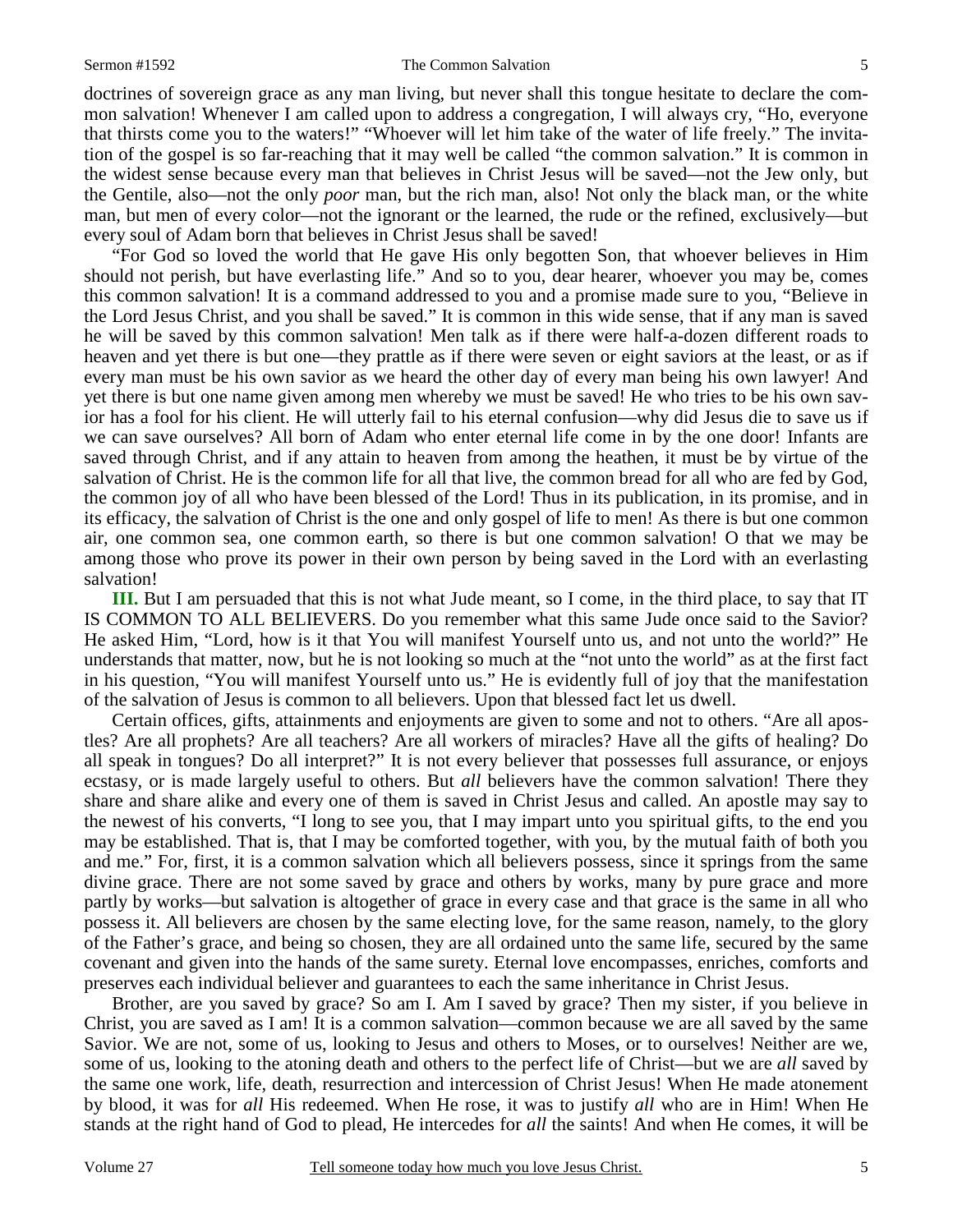doctrines of sovereign grace as any man living, but never shall this tongue hesitate to declare the common salvation! Whenever I am called upon to address a congregation, I will always cry, "Ho, everyone that thirsts come you to the waters!" "Whoever will let him take of the water of life freely." The invitation of the gospel is so far-reaching that it may well be called "the common salvation." It is common in the widest sense because every man that believes in Christ Jesus will be saved—not the Jew only, but the Gentile, also—not the only *poor* man, but the rich man, also! Not only the black man, or the white man, but men of every color—not the ignorant or the learned, the rude or the refined, exclusively—but every soul of Adam born that believes in Christ Jesus shall be saved!

"For God so loved the world that He gave His only begotten Son, that whoever believes in Him should not perish, but have everlasting life." And so to you, dear hearer, whoever you may be, comes this common salvation! It is a command addressed to you and a promise made sure to you, "Believe in the Lord Jesus Christ, and you shall be saved." It is common in this wide sense, that if any man is saved he will be saved by this common salvation! Men talk as if there were half-a-dozen different roads to heaven and yet there is but one—they prattle as if there were seven or eight saviors at the least, or as if every man must be his own savior as we heard the other day of every man being his own lawyer! And yet there is but one name given among men whereby we must be saved! He who tries to be his own savior has a fool for his client. He will utterly fail to his eternal confusion—why did Jesus die to save us if we can save ourselves? All born of Adam who enter eternal life come in by the one door! Infants are saved through Christ, and if any attain to heaven from among the heathen, it must be by virtue of the salvation of Christ. He is the common life for all that live, the common bread for all who are fed by God, the common joy of all who have been blessed of the Lord! Thus in its publication, in its promise, and in its efficacy, the salvation of Christ is the one and only gospel of life to men! As there is but one common air, one common sea, one common earth, so there is but one common salvation! O that we may be among those who prove its power in their own person by being saved in the Lord with an everlasting salvation!

**III.** But I am persuaded that this is not what Jude meant, so I come, in the third place, to say that IT IS COMMON TO ALL BELIEVERS. Do you remember what this same Jude once said to the Savior? He asked Him, "Lord, how is it that You will manifest Yourself unto us, and not unto the world?" He understands that matter, now, but he is not looking so much at the "not unto the world" as at the first fact in his question, "You will manifest Yourself unto us." He is evidently full of joy that the manifestation of the salvation of Jesus is common to all believers. Upon that blessed fact let us dwell.

Certain offices, gifts, attainments and enjoyments are given to some and not to others. "Are all apostles? Are all prophets? Are all teachers? Are all workers of miracles? Have all the gifts of healing? Do all speak in tongues? Do all interpret?" It is not every believer that possesses full assurance, or enjoys ecstasy, or is made largely useful to others. But *all* believers have the common salvation! There they share and share alike and every one of them is saved in Christ Jesus and called. An apostle may say to the newest of his converts, "I long to see you, that I may impart unto you spiritual gifts, to the end you may be established. That is, that I may be comforted together, with you, by the mutual faith of both you and me." For, first, it is a common salvation which all believers possess, since it springs from the same divine grace. There are not some saved by grace and others by works, many by pure grace and more partly by works—but salvation is altogether of grace in every case and that grace is the same in all who possess it. All believers are chosen by the same electing love, for the same reason, namely, to the glory of the Father's grace, and being so chosen, they are all ordained unto the same life, secured by the same covenant and given into the hands of the same surety. Eternal love encompasses, enriches, comforts and preserves each individual believer and guarantees to each the same inheritance in Christ Jesus.

Brother, are you saved by grace? So am I. Am I saved by grace? Then my sister, if you believe in Christ, you are saved as I am! It is a common salvation—common because we are all saved by the same Savior. We are not, some of us, looking to Jesus and others to Moses, or to ourselves! Neither are we, some of us, looking to the atoning death and others to the perfect life of Christ—but we are *all* saved by the same one work, life, death, resurrection and intercession of Christ Jesus! When He made atonement by blood, it was for *all* His redeemed. When He rose, it was to justify *all* who are in Him! When He stands at the right hand of God to plead, He intercedes for *all* the saints! And when He comes, it will be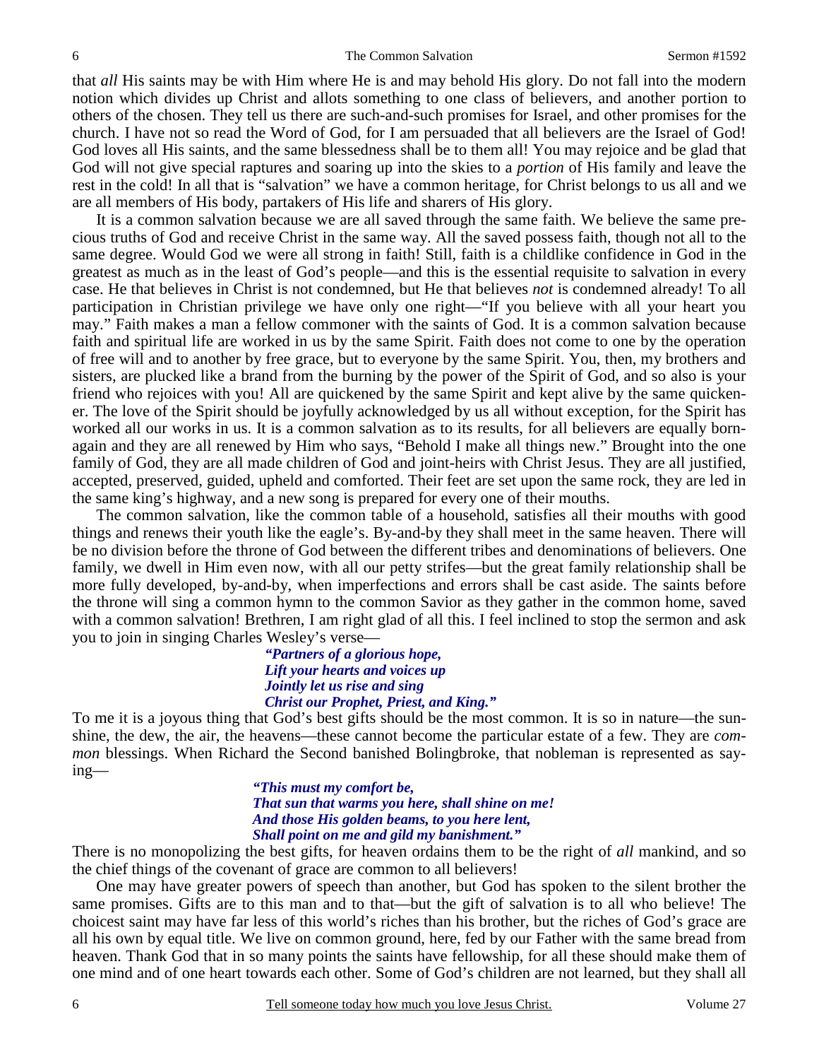that *all* His saints may be with Him where He is and may behold His glory. Do not fall into the modern notion which divides up Christ and allots something to one class of believers, and another portion to others of the chosen. They tell us there are such-and-such promises for Israel, and other promises for the church. I have not so read the Word of God, for I am persuaded that all believers are the Israel of God! God loves all His saints, and the same blessedness shall be to them all! You may rejoice and be glad that God will not give special raptures and soaring up into the skies to a *portion* of His family and leave the rest in the cold! In all that is "salvation" we have a common heritage, for Christ belongs to us all and we are all members of His body, partakers of His life and sharers of His glory.

It is a common salvation because we are all saved through the same faith. We believe the same precious truths of God and receive Christ in the same way. All the saved possess faith, though not all to the same degree. Would God we were all strong in faith! Still, faith is a childlike confidence in God in the greatest as much as in the least of God's people—and this is the essential requisite to salvation in every case. He that believes in Christ is not condemned, but He that believes *not* is condemned already! To all participation in Christian privilege we have only one right—"If you believe with all your heart you may." Faith makes a man a fellow commoner with the saints of God. It is a common salvation because faith and spiritual life are worked in us by the same Spirit. Faith does not come to one by the operation of free will and to another by free grace, but to everyone by the same Spirit. You, then, my brothers and sisters, are plucked like a brand from the burning by the power of the Spirit of God, and so also is your friend who rejoices with you! All are quickened by the same Spirit and kept alive by the same quickener. The love of the Spirit should be joyfully acknowledged by us all without exception, for the Spirit has worked all our works in us. It is a common salvation as to its results, for all believers are equally born-again and they are all renewed by Him who says, "Behold I make all things new." Brought into the one family of God, they are all made children of God and joint-heirs with Christ Jesus. They are all justified, accepted, preserved, guided, upheld and comforted. Their feet are set upon the same rock, they are led in the same king's highway, and a new song is prepared for every one of their mouths.

The common salvation, like the common table of a household, satisfies all their mouths with good things and renews their youth like the eagle's. By-and-by they shall meet in the same heaven. There will be no division before the throne of God between the different tribes and denominations of believers. One family, we dwell in Him even now, with all our petty strifes—but the great family relationship shall be more fully developed, by-and-by, when imperfections and errors shall be cast aside. The saints before the throne will sing a common hymn to the common Savior as they gather in the common home, saved with a common salvation! Brethren, I am right glad of all this. I feel inclined to stop the sermon and ask you to join in singing Charles Wesley's verse—

> ***"Partners of a glorious hope,***
> ***Lift your hearts and voices up***
> ***Jointly let us rise and sing***
> ***Christ our Prophet, Priest, and King."***

To me it is a joyous thing that God's best gifts should be the most common. It is so in nature—the sunshine, the dew, the air, the heavens—these cannot become the particular estate of a few. They are *common* blessings. When Richard the Second banished Bolingbroke, that nobleman is represented as saying—

> ***"This must my comfort be,***
> ***That sun that warms you here, shall shine on me!***
> ***And those His golden beams, to you here lent,***
> ***Shall point on me and gild my banishment."***

There is no monopolizing the best gifts, for heaven ordains them to be the right of *all* mankind, and so the chief things of the covenant of grace are common to all believers!

One may have greater powers of speech than another, but God has spoken to the silent brother the same promises. Gifts are to this man and to that—but the gift of salvation is to all who believe! The choicest saint may have far less of this world's riches than his brother, but the riches of God's grace are all his own by equal title. We live on common ground, here, fed by our Father with the same bread from heaven. Thank God that in so many points the saints have fellowship, for all these should make them of one mind and of one heart towards each other. Some of God's children are not learned, but they shall all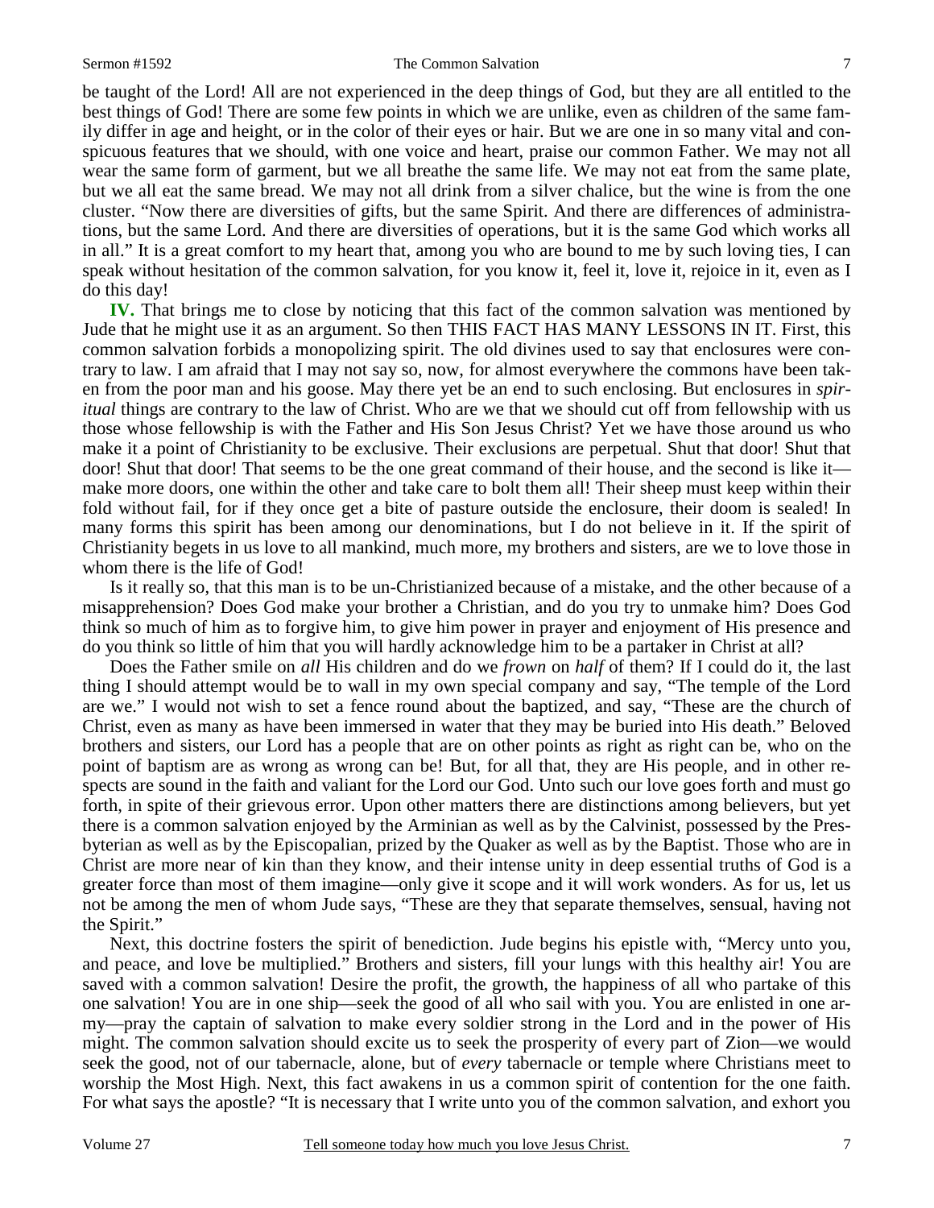be taught of the Lord! All are not experienced in the deep things of God, but they are all entitled to the best things of God! There are some few points in which we are unlike, even as children of the same family differ in age and height, or in the color of their eyes or hair. But we are one in so many vital and conspicuous features that we should, with one voice and heart, praise our common Father. We may not all wear the same form of garment, but we all breathe the same life. We may not eat from the same plate, but we all eat the same bread. We may not all drink from a silver chalice, but the wine is from the one cluster. "Now there are diversities of gifts, but the same Spirit. And there are differences of administrations, but the same Lord. And there are diversities of operations, but it is the same God which works all in all." It is a great comfort to my heart that, among you who are bound to me by such loving ties, I can speak without hesitation of the common salvation, for you know it, feel it, love it, rejoice in it, even as I do this day!

**IV.** That brings me to close by noticing that this fact of the common salvation was mentioned by Jude that he might use it as an argument. So then THIS FACT HAS MANY LESSONS IN IT. First, this common salvation forbids a monopolizing spirit. The old divines used to say that enclosures were contrary to law. I am afraid that I may not say so, now, for almost everywhere the commons have been taken from the poor man and his goose. May there yet be an end to such enclosing. But enclosures in *spiritual* things are contrary to the law of Christ. Who are we that we should cut off from fellowship with us those whose fellowship is with the Father and His Son Jesus Christ? Yet we have those around us who make it a point of Christianity to be exclusive. Their exclusions are perpetual. Shut that door! Shut that door! Shut that door! That seems to be the one great command of their house, and the second is like it—make more doors, one within the other and take care to bolt them all! Their sheep must keep within their fold without fail, for if they once get a bite of pasture outside the enclosure, their doom is sealed! In many forms this spirit has been among our denominations, but I do not believe in it. If the spirit of Christianity begets in us love to all mankind, much more, my brothers and sisters, are we to love those in whom there is the life of God!

Is it really so, that this man is to be un-Christianized because of a mistake, and the other because of a misapprehension? Does God make your brother a Christian, and do you try to unmake him? Does God think so much of him as to forgive him, to give him power in prayer and enjoyment of His presence and do you think so little of him that you will hardly acknowledge him to be a partaker in Christ at all?

Does the Father smile on *all* His children and do we *frown* on *half* of them? If I could do it, the last thing I should attempt would be to wall in my own special company and say, "The temple of the Lord are we." I would not wish to set a fence round about the baptized, and say, "These are the church of Christ, even as many as have been immersed in water that they may be buried into His death." Beloved brothers and sisters, our Lord has a people that are on other points as right as right can be, who on the point of baptism are as wrong as wrong can be! But, for all that, they are His people, and in other respects are sound in the faith and valiant for the Lord our God. Unto such our love goes forth and must go forth, in spite of their grievous error. Upon other matters there are distinctions among believers, but yet there is a common salvation enjoyed by the Arminian as well as by the Calvinist, possessed by the Presbyterian as well as by the Episcopalian, prized by the Quaker as well as by the Baptist. Those who are in Christ are more near of kin than they know, and their intense unity in deep essential truths of God is a greater force than most of them imagine—only give it scope and it will work wonders. As for us, let us not be among the men of whom Jude says, "These are they that separate themselves, sensual, having not the Spirit."

Next, this doctrine fosters the spirit of benediction. Jude begins his epistle with, "Mercy unto you, and peace, and love be multiplied." Brothers and sisters, fill your lungs with this healthy air! You are saved with a common salvation! Desire the profit, the growth, the happiness of all who partake of this one salvation! You are in one ship—seek the good of all who sail with you. You are enlisted in one army—pray the captain of salvation to make every soldier strong in the Lord and in the power of His might. The common salvation should excite us to seek the prosperity of every part of Zion—we would seek the good, not of our tabernacle, alone, but of *every* tabernacle or temple where Christians meet to worship the Most High. Next, this fact awakens in us a common spirit of contention for the one faith. For what says the apostle? "It is necessary that I write unto you of the common salvation, and exhort you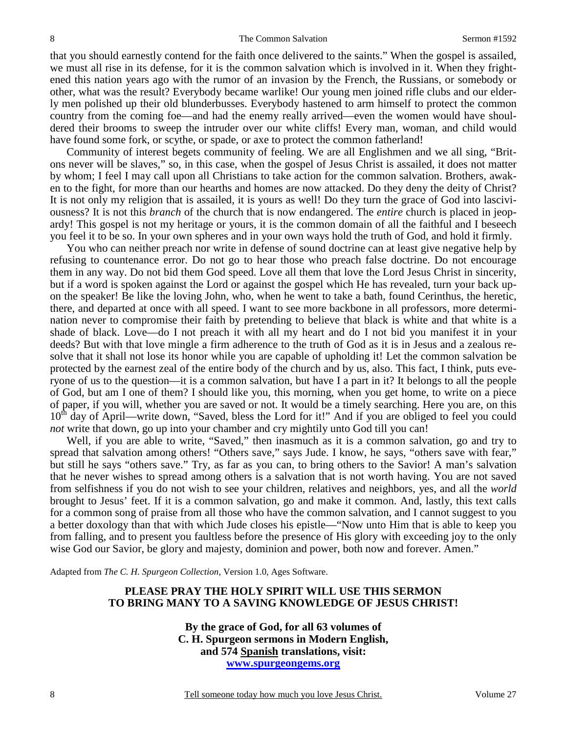that you should earnestly contend for the faith once delivered to the saints." When the gospel is assailed, we must all rise in its defense, for it is the common salvation which is involved in it. When they frightened this nation years ago with the rumor of an invasion by the French, the Russians, or somebody or other, what was the result? Everybody became warlike! Our young men joined rifle clubs and our elderly men polished up their old blunderbusses. Everybody hastened to arm himself to protect the common country from the coming foe—and had the enemy really arrived—even the women would have shouldered their brooms to sweep the intruder over our white cliffs! Every man, woman, and child would have found some fork, or scythe, or spade, or axe to protect the common fatherland!

Community of interest begets community of feeling. We are all Englishmen and we all sing, "Britons never will be slaves," so, in this case, when the gospel of Jesus Christ is assailed, it does not matter by whom; I feel I may call upon all Christians to take action for the common salvation. Brothers, awaken to the fight, for more than our hearths and homes are now attacked. Do they deny the deity of Christ? It is not only my religion that is assailed, it is yours as well! Do they turn the grace of God into lasciviousness? It is not this *branch* of the church that is now endangered. The *entire* church is placed in jeopardy! This gospel is not my heritage or yours, it is the common domain of all the faithful and I beseech you feel it to be so. In your own spheres and in your own ways hold the truth of God, and hold it firmly.

You who can neither preach nor write in defense of sound doctrine can at least give negative help by refusing to countenance error. Do not go to hear those who preach false doctrine. Do not encourage them in any way. Do not bid them God speed. Love all them that love the Lord Jesus Christ in sincerity, but if a word is spoken against the Lord or against the gospel which He has revealed, turn your back upon the speaker! Be like the loving John, who, when he went to take a bath, found Cerinthus, the heretic, there, and departed at once with all speed. I want to see more backbone in all professors, more determination never to compromise their faith by pretending to believe that black is white and that white is a shade of black. Love—do I not preach it with all my heart and do I not bid you manifest it in your deeds? But with that love mingle a firm adherence to the truth of God as it is in Jesus and a zealous resolve that it shall not lose its honor while you are capable of upholding it! Let the common salvation be protected by the earnest zeal of the entire body of the church and by us, also. This fact, I think, puts everyone of us to the question—it is a common salvation, but have I a part in it? It belongs to all the people of God, but am I one of them? I should like you, this morning, when you get home, to write on a piece of paper, if you will, whether you are saved or not. It would be a timely searching. Here you are, on this 10th day of April—write down, "Saved, bless the Lord for it!" And if you are obliged to feel you could *not* write that down, go up into your chamber and cry mightily unto God till you can!

Well, if you are able to write, "Saved," then inasmuch as it is a common salvation, go and try to spread that salvation among others! "Others save," says Jude. I know, he says, "others save with fear," but still he says "others save." Try, as far as you can, to bring others to the Savior! A man's salvation that he never wishes to spread among others is a salvation that is not worth having. You are not saved from selfishness if you do not wish to see your children, relatives and neighbors, yes, and all the *world* brought to Jesus' feet. If it is a common salvation, go and make it common. And, lastly, this text calls for a common song of praise from all those who have the common salvation, and I cannot suggest to you a better doxology than that with which Jude closes his epistle—"Now unto Him that is able to keep you from falling, and to present you faultless before the presence of His glory with exceeding joy to the only wise God our Savior, be glory and majesty, dominion and power, both now and forever. Amen."

Adapted from *The C. H. Spurgeon Collection*, Version 1.0, Ages Software.

**PLEASE PRAY THE HOLY SPIRIT WILL USE THIS SERMON TO BRING MANY TO A SAVING KNOWLEDGE OF JESUS CHRIST!**

**By the grace of God, for all 63 volumes of C. H. Spurgeon sermons in Modern English, and 574 Spanish translations, visit: www.spurgeongems.org**